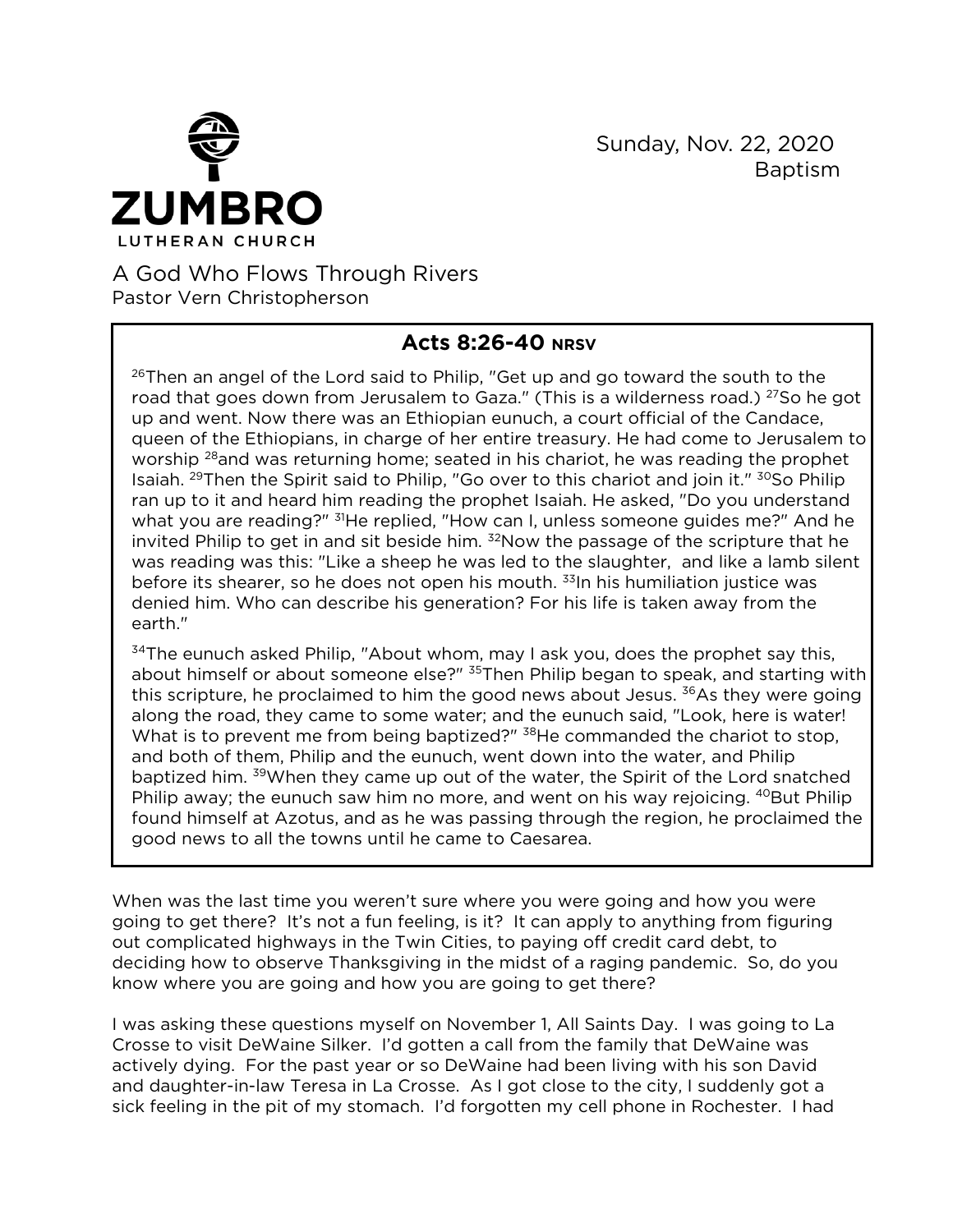**ZUMBRO**
LUTHERAN CHURCH

Sunday, Nov. 22, 2020
Baptism

# A God Who Flows Through Rivers

Pastor Vern Christopherson

## Acts 8:26-40 NRSV

[26]Then an angel of the Lord said to Philip, "Get up and go toward the south to the road that goes down from Jerusalem to Gaza." (This is a wilderness road.) [27]So he got up and went. Now there was an Ethiopian eunuch, a court official of the Candace, queen of the Ethiopians, in charge of her entire treasury. He had come to Jerusalem to worship [28]and was returning home; seated in his chariot, he was reading the prophet Isaiah. [29]Then the Spirit said to Philip, "Go over to this chariot and join it." [30]So Philip ran up to it and heard him reading the prophet Isaiah. He asked, "Do you understand what you are reading?" [31]He replied, "How can I, unless someone guides me?" And he invited Philip to get in and sit beside him. [32]Now the passage of the scripture that he was reading was this: "Like a sheep he was led to the slaughter, and like a lamb silent before its shearer, so he does not open his mouth. [33]In his humiliation justice was denied him. Who can describe his generation? For his life is taken away from the earth."

[34]The eunuch asked Philip, "About whom, may I ask you, does the prophet say this, about himself or about someone else?" [35]Then Philip began to speak, and starting with this scripture, he proclaimed to him the good news about Jesus. [36]As they were going along the road, they came to some water; and the eunuch said, "Look, here is water! What is to prevent me from being baptized?" [38]He commanded the chariot to stop, and both of them, Philip and the eunuch, went down into the water, and Philip baptized him. [39]When they came up out of the water, the Spirit of the Lord snatched Philip away; the eunuch saw him no more, and went on his way rejoicing. [40]But Philip found himself at Azotus, and as he was passing through the region, he proclaimed the good news to all the towns until he came to Caesarea.

When was the last time you weren't sure where you were going and how you were going to get there? It's not a fun feeling, is it? It can apply to anything from figuring out complicated highways in the Twin Cities, to paying off credit card debt, to deciding how to observe Thanksgiving in the midst of a raging pandemic. So, do you know where you are going and how you are going to get there?

I was asking these questions myself on November 1, All Saints Day. I was going to La Crosse to visit DeWaine Silker. I'd gotten a call from the family that DeWaine was actively dying. For the past year or so DeWaine had been living with his son David and daughter-in-law Teresa in La Crosse. As I got close to the city, I suddenly got a sick feeling in the pit of my stomach. I'd forgotten my cell phone in Rochester. I had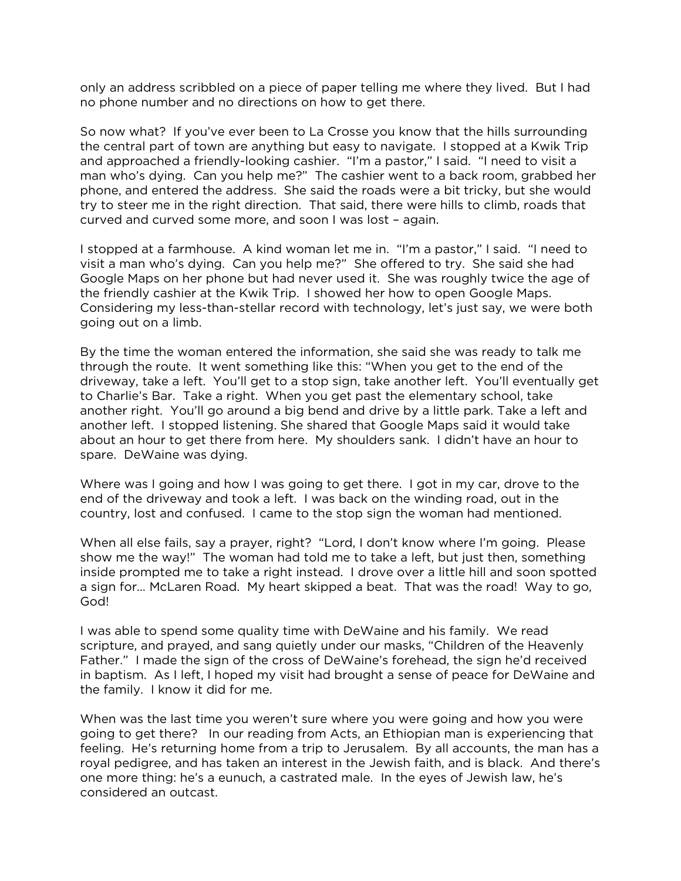only an address scribbled on a piece of paper telling me where they lived. But I had no phone number and no directions on how to get there.

So now what? If you've ever been to La Crosse you know that the hills surrounding the central part of town are anything but easy to navigate. I stopped at a Kwik Trip and approached a friendly-looking cashier. "I'm a pastor," I said. "I need to visit a man who's dying. Can you help me?" The cashier went to a back room, grabbed her phone, and entered the address. She said the roads were a bit tricky, but she would try to steer me in the right direction. That said, there were hills to climb, roads that curved and curved some more, and soon I was lost – again.

I stopped at a farmhouse. A kind woman let me in. "I'm a pastor," I said. "I need to visit a man who's dying. Can you help me?" She offered to try. She said she had Google Maps on her phone but had never used it. She was roughly twice the age of the friendly cashier at the Kwik Trip. I showed her how to open Google Maps. Considering my less-than-stellar record with technology, let's just say, we were both going out on a limb.

By the time the woman entered the information, she said she was ready to talk me through the route. It went something like this: "When you get to the end of the driveway, take a left. You'll get to a stop sign, take another left. You'll eventually get to Charlie's Bar. Take a right. When you get past the elementary school, take another right. You'll go around a big bend and drive by a little park. Take a left and another left. I stopped listening. She shared that Google Maps said it would take about an hour to get there from here. My shoulders sank. I didn't have an hour to spare. DeWaine was dying.

Where was I going and how I was going to get there. I got in my car, drove to the end of the driveway and took a left. I was back on the winding road, out in the country, lost and confused. I came to the stop sign the woman had mentioned.

When all else fails, say a prayer, right? "Lord, I don't know where I'm going. Please show me the way!" The woman had told me to take a left, but just then, something inside prompted me to take a right instead. I drove over a little hill and soon spotted a sign for… McLaren Road. My heart skipped a beat. That was the road! Way to go, God!

I was able to spend some quality time with DeWaine and his family. We read scripture, and prayed, and sang quietly under our masks, "Children of the Heavenly Father." I made the sign of the cross of DeWaine's forehead, the sign he'd received in baptism. As I left, I hoped my visit had brought a sense of peace for DeWaine and the family. I know it did for me.

When was the last time you weren't sure where you were going and how you were going to get there? In our reading from Acts, an Ethiopian man is experiencing that feeling. He's returning home from a trip to Jerusalem. By all accounts, the man has a royal pedigree, and has taken an interest in the Jewish faith, and is black. And there's one more thing: he's a eunuch, a castrated male. In the eyes of Jewish law, he's considered an outcast.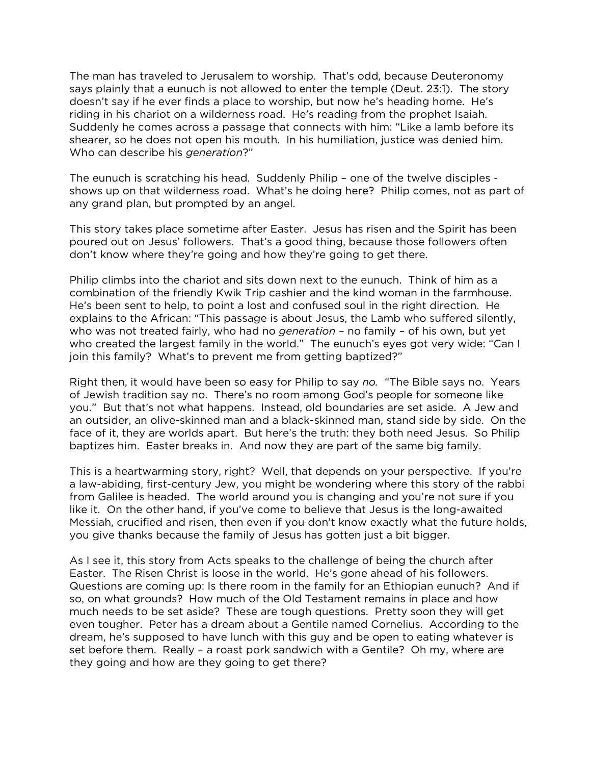The man has traveled to Jerusalem to worship. That's odd, because Deuteronomy says plainly that a eunuch is not allowed to enter the temple (Deut. 23:1). The story doesn't say if he ever finds a place to worship, but now he's heading home. He's riding in his chariot on a wilderness road. He's reading from the prophet Isaiah. Suddenly he comes across a passage that connects with him: "Like a lamb before its shearer, so he does not open his mouth. In his humiliation, justice was denied him. Who can describe his *generation*?"

The eunuch is scratching his head. Suddenly Philip – one of the twelve disciples - shows up on that wilderness road. What's he doing here? Philip comes, not as part of any grand plan, but prompted by an angel.

This story takes place sometime after Easter. Jesus has risen and the Spirit has been poured out on Jesus' followers. That's a good thing, because those followers often don't know where they're going and how they're going to get there.

Philip climbs into the chariot and sits down next to the eunuch. Think of him as a combination of the friendly Kwik Trip cashier and the kind woman in the farmhouse. He's been sent to help, to point a lost and confused soul in the right direction. He explains to the African: "This passage is about Jesus, the Lamb who suffered silently, who was not treated fairly, who had no *generation* – no family – of his own, but yet who created the largest family in the world." The eunuch's eyes got very wide: "Can I join this family? What's to prevent me from getting baptized?"

Right then, it would have been so easy for Philip to say *no.* "The Bible says no. Years of Jewish tradition say no. There's no room among God's people for someone like you." But that's not what happens. Instead, old boundaries are set aside. A Jew and an outsider, an olive-skinned man and a black-skinned man, stand side by side. On the face of it, they are worlds apart. But here's the truth: they both need Jesus. So Philip baptizes him. Easter breaks in. And now they are part of the same big family.

This is a heartwarming story, right? Well, that depends on your perspective. If you're a law-abiding, first-century Jew, you might be wondering where this story of the rabbi from Galilee is headed. The world around you is changing and you're not sure if you like it. On the other hand, if you've come to believe that Jesus is the long-awaited Messiah, crucified and risen, then even if you don't know exactly what the future holds, you give thanks because the family of Jesus has gotten just a bit bigger.

As I see it, this story from Acts speaks to the challenge of being the church after Easter. The Risen Christ is loose in the world. He's gone ahead of his followers. Questions are coming up: Is there room in the family for an Ethiopian eunuch? And if so, on what grounds? How much of the Old Testament remains in place and how much needs to be set aside? These are tough questions. Pretty soon they will get even tougher. Peter has a dream about a Gentile named Cornelius. According to the dream, he's supposed to have lunch with this guy and be open to eating whatever is set before them. Really – a roast pork sandwich with a Gentile? Oh my, where are they going and how are they going to get there?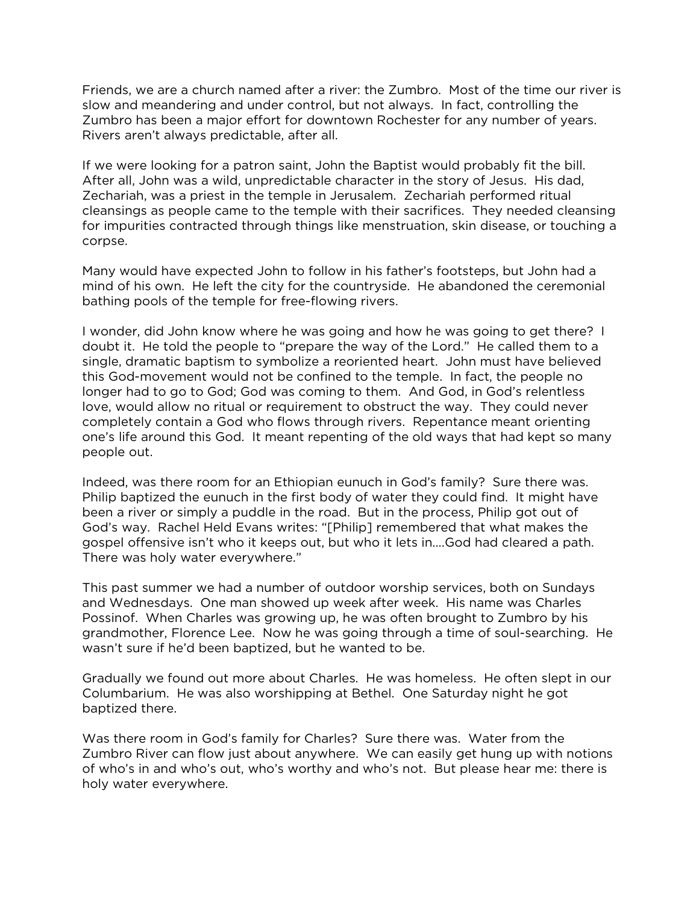Friends, we are a church named after a river: the Zumbro. Most of the time our river is slow and meandering and under control, but not always. In fact, controlling the Zumbro has been a major effort for downtown Rochester for any number of years. Rivers aren't always predictable, after all.

If we were looking for a patron saint, John the Baptist would probably fit the bill. After all, John was a wild, unpredictable character in the story of Jesus. His dad, Zechariah, was a priest in the temple in Jerusalem. Zechariah performed ritual cleansings as people came to the temple with their sacrifices. They needed cleansing for impurities contracted through things like menstruation, skin disease, or touching a corpse.

Many would have expected John to follow in his father's footsteps, but John had a mind of his own. He left the city for the countryside. He abandoned the ceremonial bathing pools of the temple for free-flowing rivers.

I wonder, did John know where he was going and how he was going to get there? I doubt it. He told the people to "prepare the way of the Lord." He called them to a single, dramatic baptism to symbolize a reoriented heart. John must have believed this God-movement would not be confined to the temple. In fact, the people no longer had to go to God; God was coming to them. And God, in God's relentless love, would allow no ritual or requirement to obstruct the way. They could never completely contain a God who flows through rivers. Repentance meant orienting one's life around this God. It meant repenting of the old ways that had kept so many people out.

Indeed, was there room for an Ethiopian eunuch in God's family? Sure there was. Philip baptized the eunuch in the first body of water they could find. It might have been a river or simply a puddle in the road. But in the process, Philip got out of God's way. Rachel Held Evans writes: "[Philip] remembered that what makes the gospel offensive isn't who it keeps out, but who it lets in....God had cleared a path. There was holy water everywhere."

This past summer we had a number of outdoor worship services, both on Sundays and Wednesdays. One man showed up week after week. His name was Charles Possinof. When Charles was growing up, he was often brought to Zumbro by his grandmother, Florence Lee. Now he was going through a time of soul-searching. He wasn't sure if he'd been baptized, but he wanted to be.

Gradually we found out more about Charles. He was homeless. He often slept in our Columbarium. He was also worshipping at Bethel. One Saturday night he got baptized there.

Was there room in God's family for Charles? Sure there was. Water from the Zumbro River can flow just about anywhere. We can easily get hung up with notions of who's in and who's out, who's worthy and who's not. But please hear me: there is holy water everywhere.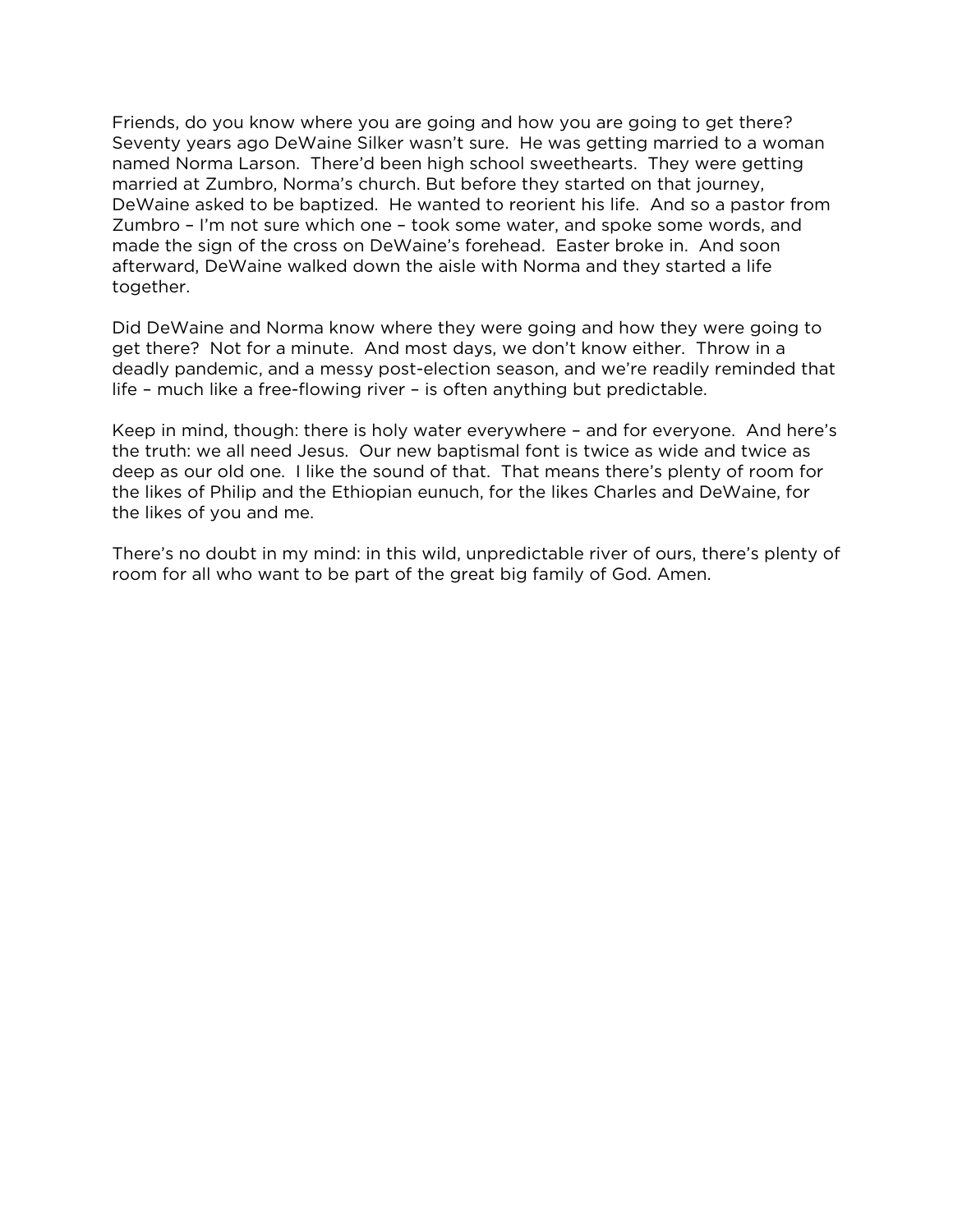Friends, do you know where you are going and how you are going to get there? Seventy years ago DeWaine Silker wasn't sure. He was getting married to a woman named Norma Larson. There'd been high school sweethearts. They were getting married at Zumbro, Norma's church. But before they started on that journey, DeWaine asked to be baptized. He wanted to reorient his life. And so a pastor from Zumbro – I'm not sure which one – took some water, and spoke some words, and made the sign of the cross on DeWaine's forehead. Easter broke in. And soon afterward, DeWaine walked down the aisle with Norma and they started a life together.

Did DeWaine and Norma know where they were going and how they were going to get there? Not for a minute. And most days, we don't know either. Throw in a deadly pandemic, and a messy post-election season, and we're readily reminded that life – much like a free-flowing river – is often anything but predictable.

Keep in mind, though: there is holy water everywhere – and for everyone. And here's the truth: we all need Jesus. Our new baptismal font is twice as wide and twice as deep as our old one. I like the sound of that. That means there's plenty of room for the likes of Philip and the Ethiopian eunuch, for the likes Charles and DeWaine, for the likes of you and me.

There's no doubt in my mind: in this wild, unpredictable river of ours, there's plenty of room for all who want to be part of the great big family of God. Amen.